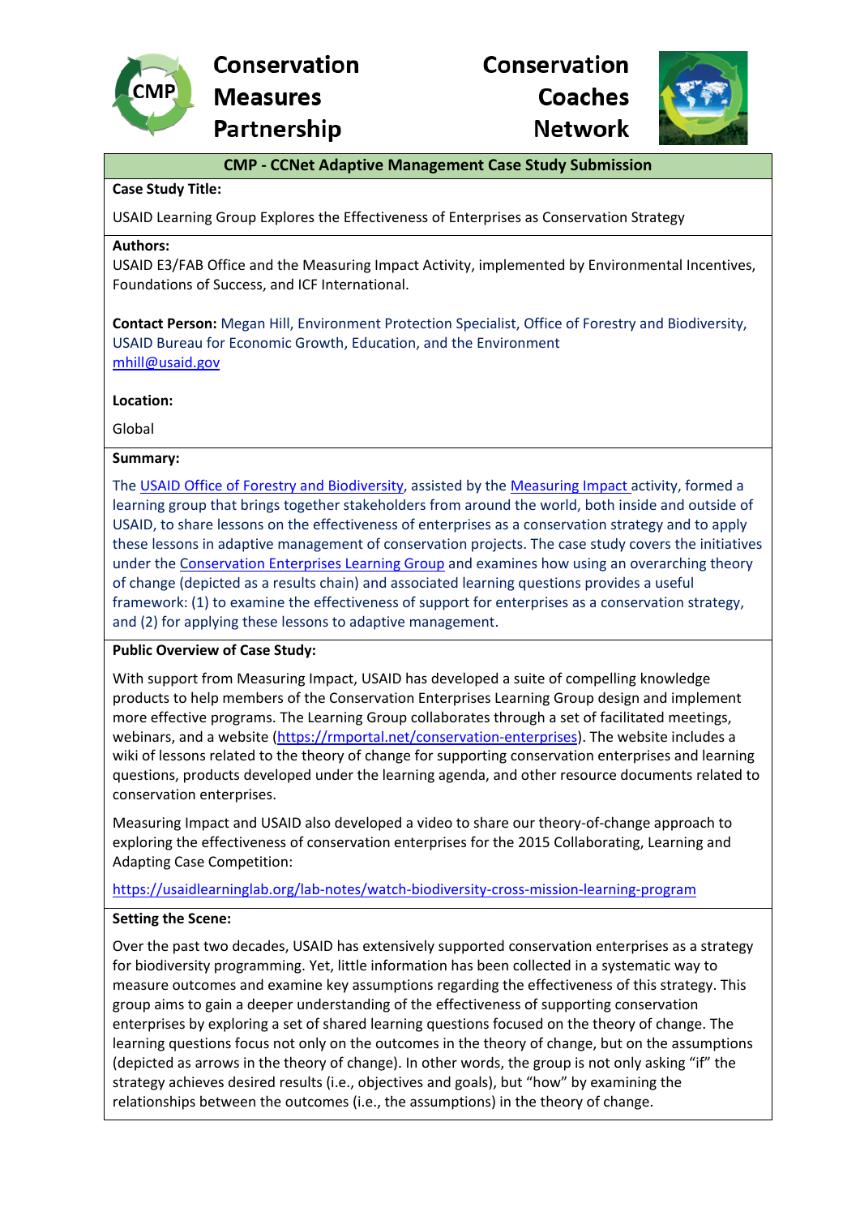# Conservation Measures Partnership

# Conservation Coaches Network

## CMP - CCNet Adaptive Management Case Study Submission

**Case Study Title:**

USAID Learning Group Explores the Effectiveness of Enterprises as Conservation Strategy

**Authors:**

USAID E3/FAB Office and the Measuring Impact Activity, implemented by Environmental Incentives, Foundations of Success, and ICF International.

**Contact Person:** Megan Hill, Environment Protection Specialist, Office of Forestry and Biodiversity, USAID Bureau for Economic Growth, Education, and the Environment
mhill@usaid.gov

**Location:**

Global

**Summary:**

The USAID Office of Forestry and Biodiversity, assisted by the Measuring Impact activity, formed a learning group that brings together stakeholders from around the world, both inside and outside of USAID, to share lessons on the effectiveness of enterprises as a conservation strategy and to apply these lessons in adaptive management of conservation projects. The case study covers the initiatives under the Conservation Enterprises Learning Group and examines how using an overarching theory of change (depicted as a results chain) and associated learning questions provides a useful framework: (1) to examine the effectiveness of support for enterprises as a conservation strategy, and (2) for applying these lessons to adaptive management.

**Public Overview of Case Study:**

With support from Measuring Impact, USAID has developed a suite of compelling knowledge products to help members of the Conservation Enterprises Learning Group design and implement more effective programs. The Learning Group collaborates through a set of facilitated meetings, webinars, and a website (https://rmportal.net/conservation-enterprises). The website includes a wiki of lessons related to the theory of change for supporting conservation enterprises and learning questions, products developed under the learning agenda, and other resource documents related to conservation enterprises.

Measuring Impact and USAID also developed a video to share our theory-of-change approach to exploring the effectiveness of conservation enterprises for the 2015 Collaborating, Learning and Adapting Case Competition:

https://usaidlearninglab.org/lab-notes/watch-biodiversity-cross-mission-learning-program

**Setting the Scene:**

Over the past two decades, USAID has extensively supported conservation enterprises as a strategy for biodiversity programming. Yet, little information has been collected in a systematic way to measure outcomes and examine key assumptions regarding the effectiveness of this strategy. This group aims to gain a deeper understanding of the effectiveness of supporting conservation enterprises by exploring a set of shared learning questions focused on the theory of change. The learning questions focus not only on the outcomes in the theory of change, but on the assumptions (depicted as arrows in the theory of change). In other words, the group is not only asking "if" the strategy achieves desired results (i.e., objectives and goals), but "how" by examining the relationships between the outcomes (i.e., the assumptions) in the theory of change.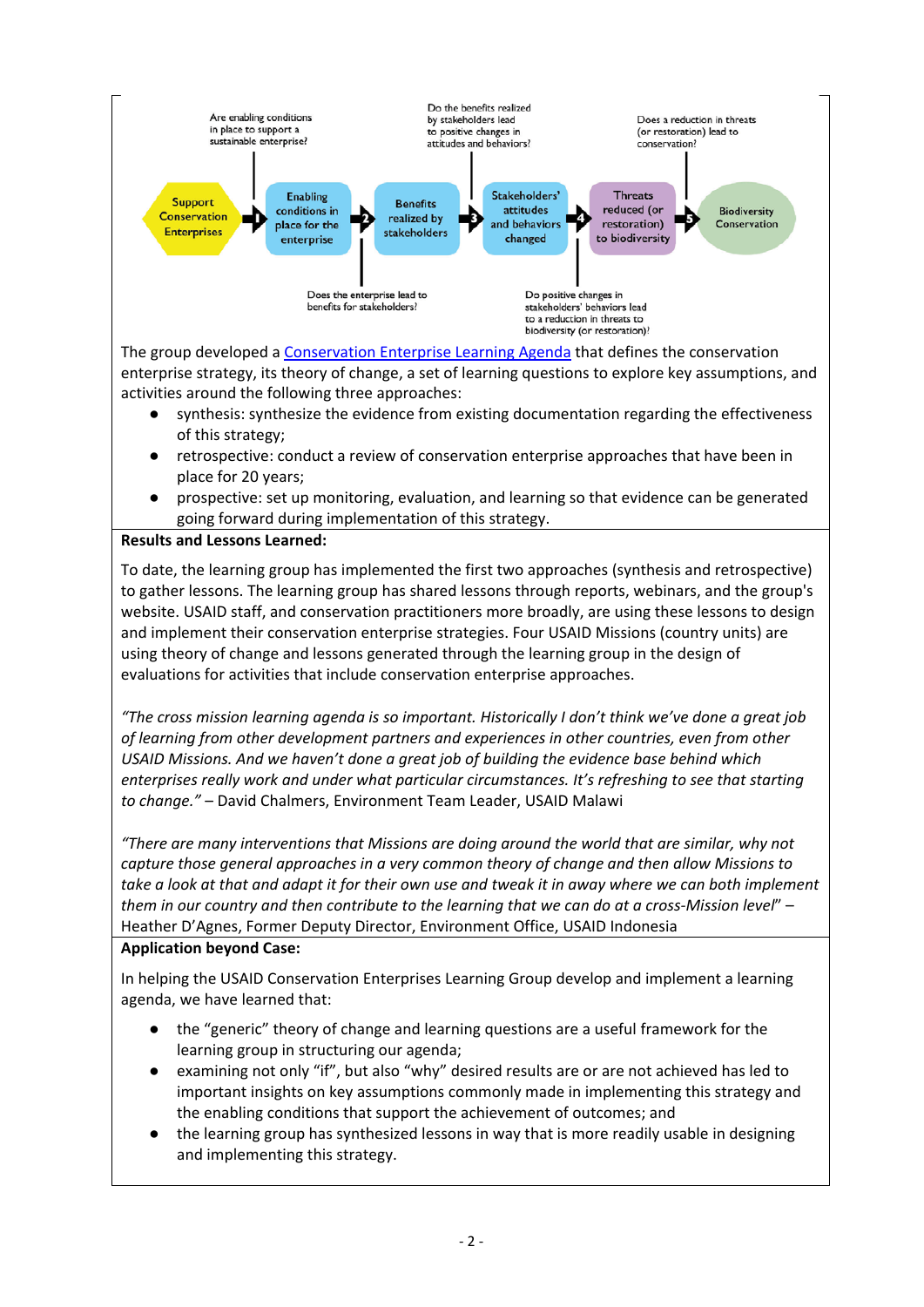Are enabling conditions in place to support a sustainable enterprise?

Do the benefits realized by stakeholders lead to positive changes in attitudes and behaviors?

Does a reduction in threats (or restoration) lead to conservation?

Support Conservation Enterprises → 1 → Enabling conditions in place for the enterprise → 2 → Benefits realized by stakeholders → 3 → Stakeholders' attitudes and behaviors changed → 4 → Threats reduced (or restoration) to biodiversity → 5 → Biodiversity Conservation

Does the enterprise lead to benefits for stakeholders?

Do positive changes in stakeholders' behaviors lead to a reduction in threats to biodiversity (or restoration)?

The group developed a Conservation Enterprise Learning Agenda that defines the conservation enterprise strategy, its theory of change, a set of learning questions to explore key assumptions, and activities around the following three approaches:

- synthesis: synthesize the evidence from existing documentation regarding the effectiveness of this strategy;
- retrospective: conduct a review of conservation enterprise approaches that have been in place for 20 years;
- prospective: set up monitoring, evaluation, and learning so that evidence can be generated going forward during implementation of this strategy.

**Results and Lessons Learned:**

To date, the learning group has implemented the first two approaches (synthesis and retrospective) to gather lessons. The learning group has shared lessons through reports, webinars, and the group's website. USAID staff, and conservation practitioners more broadly, are using these lessons to design and implement their conservation enterprise strategies. Four USAID Missions (country units) are using theory of change and lessons generated through the learning group in the design of evaluations for activities that include conservation enterprise approaches.

*"The cross mission learning agenda is so important. Historically I don't think we've done a great job of learning from other development partners and experiences in other countries, even from other USAID Missions. And we haven't done a great job of building the evidence base behind which enterprises really work and under what particular circumstances. It's refreshing to see that starting to change."* – David Chalmers, Environment Team Leader, USAID Malawi

*"There are many interventions that Missions are doing around the world that are similar, why not capture those general approaches in a very common theory of change and then allow Missions to take a look at that and adapt it for their own use and tweak it in away where we can both implement them in our country and then contribute to the learning that we can do at a cross-Mission level"* – Heather D'Agnes, Former Deputy Director, Environment Office, USAID Indonesia

**Application beyond Case:**

In helping the USAID Conservation Enterprises Learning Group develop and implement a learning agenda, we have learned that:

- the "generic" theory of change and learning questions are a useful framework for the learning group in structuring our agenda;
- examining not only "if", but also "why" desired results are or are not achieved has led to important insights on key assumptions commonly made in implementing this strategy and the enabling conditions that support the achievement of outcomes; and
- the learning group has synthesized lessons in way that is more readily usable in designing and implementing this strategy.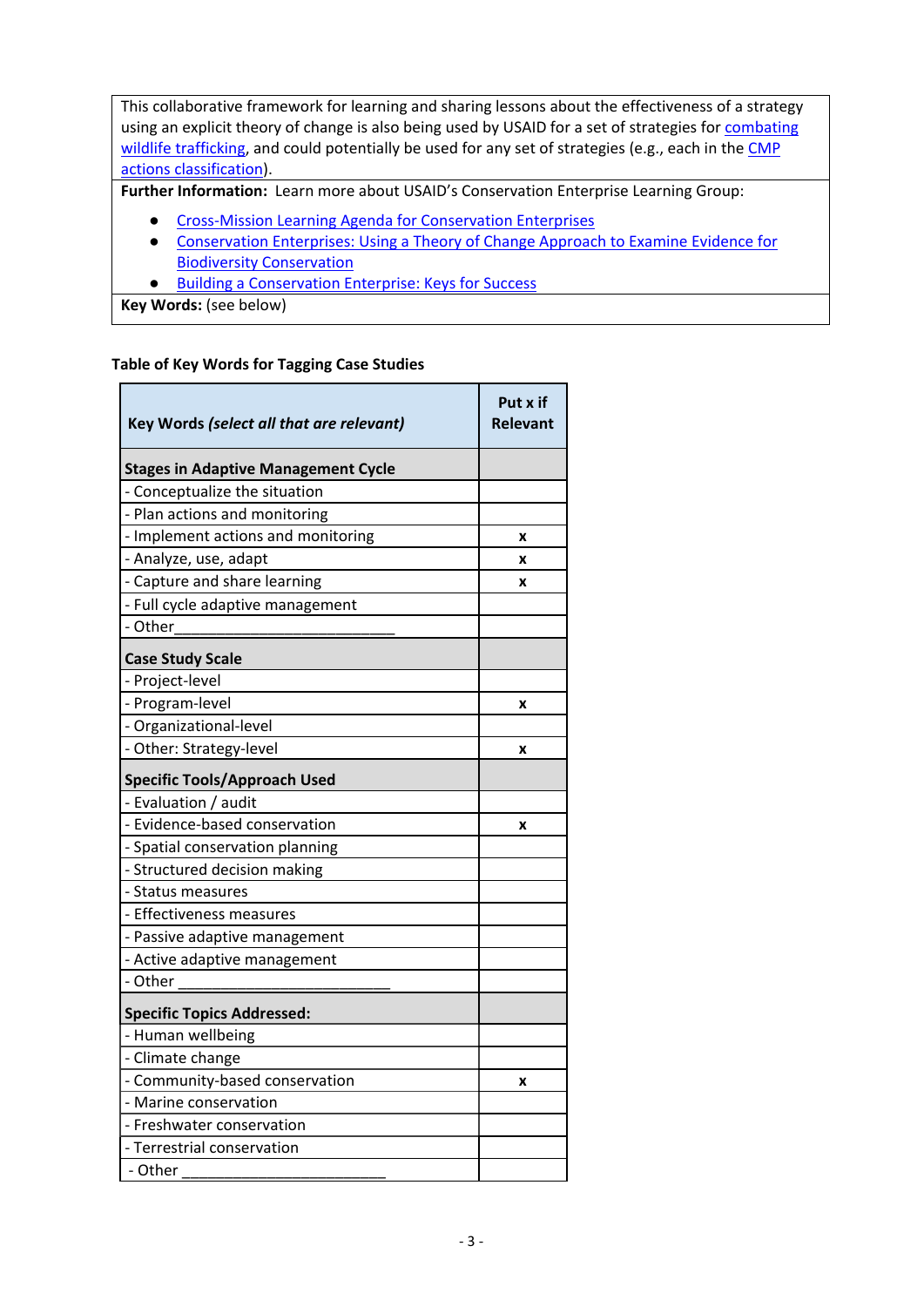| |
|---|
| This collaborative framework for learning and sharing lessons about the effectiveness of a strategy using an explicit theory of change is also being used by USAID for a set of strategies for combating wildlife trafficking, and could potentially be used for any set of strategies (e.g., each in the CMP actions classification). |
| **Further Information:** Learn more about USAID's Conservation Enterprise Learning Group:<br>● Cross-Mission Learning Agenda for Conservation Enterprises<br>● Conservation Enterprises: Using a Theory of Change Approach to Examine Evidence for Biodiversity Conservation<br>● Building a Conservation Enterprise: Keys for Success |
| **Key Words:** (see below) |

**Table of Key Words for Tagging Case Studies**

| **Key Words** ***(select all that are relevant)*** | **Put x if Relevant** |
|---|---|
| **Stages in Adaptive Management Cycle** | |
| - Conceptualize the situation | |
| - Plan actions and monitoring | |
| - Implement actions and monitoring | x |
| - Analyze, use, adapt | x |
| - Capture and share learning | x |
| - Full cycle adaptive management | |
| - Other_________________________ | |
| **Case Study Scale** | |
| - Project-level | |
| - Program-level | x |
| - Organizational-level | |
| - Other: Strategy-level | x |
| **Specific Tools/Approach Used** | |
| - Evaluation / audit | |
| - Evidence-based conservation | x |
| - Spatial conservation planning | |
| - Structured decision making | |
| - Status measures | |
| - Effectiveness measures | |
| - Passive adaptive management | |
| - Active adaptive management | |
| - Other _________________________ | |
| **Specific Topics Addressed:** | |
| - Human wellbeing | |
| - Climate change | |
| - Community-based conservation | x |
| - Marine conservation | |
| - Freshwater conservation | |
| - Terrestrial conservation | |
| - Other _________________________ | |